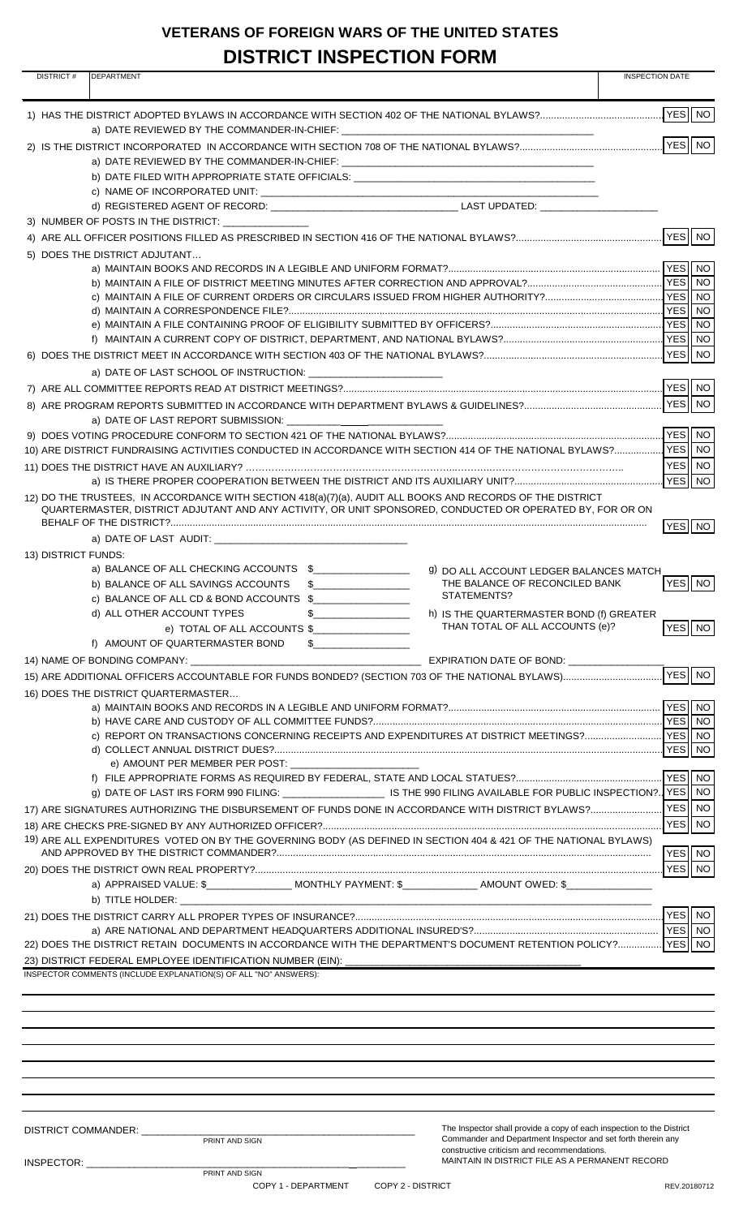# VETERANS OF FOREIGN WARS OF THE UNITED STATES

# DISTRICT INSPECTION FORM

| DISTRICT # | DEPARTMENT | INSPECTION DATE |
|---|---|---|
| | | |

1) HAS THE DISTRICT ADOPTED BYLAWS IN ACCORDANCE WITH SECTION 402 OF THE NATIONAL BYLAWS? YES NO
   - a) DATE REVIEWED BY THE COMMANDER-IN-CHIEF: ______________________________

2) IS THE DISTRICT INCORPORATED IN ACCORDANCE WITH SECTION 708 OF THE NATIONAL BYLAWS? YES NO
   - a) DATE REVIEWED BY THE COMMANDER-IN-CHIEF: ______________________________
   - b) DATE FILED WITH APPROPRIATE STATE OFFICIALS: ______________________________
   - c) NAME OF INCORPORATED UNIT: ______________________________
   - d) REGISTERED AGENT OF RECORD: ______________________ LAST UPDATED: ______________

3) NUMBER OF POSTS IN THE DISTRICT: ______________

4) ARE ALL OFFICER POSITIONS FILLED AS PRESCRIBED IN SECTION 416 OF THE NATIONAL BYLAWS? YES NO

5) DOES THE DISTRICT ADJUTANT…
   - a) MAINTAIN BOOKS AND RECORDS IN A LEGIBLE AND UNIFORM FORMAT? YES NO
   - b) MAINTAIN A FILE OF DISTRICT MEETING MINUTES AFTER CORRECTION AND APPROVAL? YES NO
   - c) MAINTAIN A FILE OF CURRENT ORDERS OR CIRCULARS ISSUED FROM HIGHER AUTHORITY? YES NO
   - d) MAINTAIN A CORRESPONDENCE FILE? YES NO
   - e) MAINTAIN A FILE CONTAINING PROOF OF ELIGIBILITY SUBMITTED BY OFFICERS? YES NO
   - f) MAINTAIN A CURRENT COPY OF DISTRICT, DEPARTMENT, AND NATIONAL BYLAWS? YES NO

6) DOES THE DISTRICT MEET IN ACCORDANCE WITH SECTION 403 OF THE NATIONAL BYLAWS? YES NO
   - a) DATE OF LAST SCHOOL OF INSTRUCTION: ______________________

7) ARE ALL COMMITTEE REPORTS READ AT DISTRICT MEETINGS? YES NO

8) ARE PROGRAM REPORTS SUBMITTED IN ACCORDANCE WITH DEPARTMENT BYLAWS & GUIDELINES? YES NO
   - a) DATE OF LAST REPORT SUBMISSION: ______________________

9) DOES VOTING PROCEDURE CONFORM TO SECTION 421 OF THE NATIONAL BYLAWS? YES NO

10) ARE DISTRICT FUNDRAISING ACTIVITIES CONDUCTED IN ACCORDANCE WITH SECTION 414 OF THE NATIONAL BYLAWS? YES NO

11) DOES THE DISTRICT HAVE AN AUXILIARY? YES NO
    - a) IS THERE PROPER COOPERATION BETWEEN THE DISTRICT AND ITS AUXILIARY UNIT? YES NO

12) DO THE TRUSTEES, IN ACCORDANCE WITH SECTION 418(a)(7)(a), AUDIT ALL BOOKS AND RECORDS OF THE DISTRICT QUARTERMASTER, DISTRICT ADJUTANT AND ANY ACTIVITY, OR UNIT SPONSORED, CONDUCTED OR OPERATED BY, FOR OR ON BEHALF OF THE DISTRICT? YES NO
    - a) DATE OF LAST AUDIT: ______________________

13) DISTRICT FUNDS:
    - a) BALANCE OF ALL CHECKING ACCOUNTS $______________
    - b) BALANCE OF ALL SAVINGS ACCOUNTS $______________
    - c) BALANCE OF ALL CD & BOND ACCOUNTS $______________
    - d) ALL OTHER ACCOUNT TYPES $______________
    - e) TOTAL OF ALL ACCOUNTS $______________
    - f) AMOUNT OF QUARTERMASTER BOND $______________
    - g) DO ALL ACCOUNT LEDGER BALANCES MATCH THE BALANCE OF RECONCILED BANK STATEMENTS? YES NO
    - h) IS THE QUARTERMASTER BOND (f) GREATER THAN TOTAL OF ALL ACCOUNTS (e)? YES NO

14) NAME OF BONDING COMPANY: ______________________ EXPIRATION DATE OF BOND: ______________

15) ARE ADDITIONAL OFFICERS ACCOUNTABLE FOR FUNDS BONDED? (SECTION 703 OF THE NATIONAL BYLAWS) YES NO

16) DOES THE DISTRICT QUARTERMASTER…
    - a) MAINTAIN BOOKS AND RECORDS IN A LEGIBLE AND UNIFORM FORMAT? YES NO
    - b) HAVE CARE AND CUSTODY OF ALL COMMITTEE FUNDS? YES NO
    - c) REPORT ON TRANSACTIONS CONCERNING RECEIPTS AND EXPENDITURES AT DISTRICT MEETINGS? YES NO
    - d) COLLECT ANNUAL DISTRICT DUES? YES NO
    - e) AMOUNT PER MEMBER PER POST: ______________________
    - f) FILE APPROPRIATE FORMS AS REQUIRED BY FEDERAL, STATE AND LOCAL STATUES? YES NO
    - g) DATE OF LAST IRS FORM 990 FILING: ______________ IS THE 990 FILING AVAILABLE FOR PUBLIC INSPECTION? YES NO

17) ARE SIGNATURES AUTHORIZING THE DISBURSEMENT OF FUNDS DONE IN ACCORDANCE WITH DISTRICT BYLAWS? YES NO

18) ARE CHECKS PRE-SIGNED BY ANY AUTHORIZED OFFICER? YES NO

19) ARE ALL EXPENDITURES VOTED ON BY THE GOVERNING BODY (AS DEFINED IN SECTION 404 & 421 OF THE NATIONAL BYLAWS) AND APPROVED BY THE DISTRICT COMMANDER? YES NO

20) DOES THE DISTRICT OWN REAL PROPERTY? YES NO
    - a) APPRAISED VALUE: $______________ MONTHLY PAYMENT: $______________ AMOUNT OWED: $______________
    - b) TITLE HOLDER: ______________________________

21) DOES THE DISTRICT CARRY ALL PROPER TYPES OF INSURANCE? YES NO
    - a) ARE NATIONAL AND DEPARTMENT HEADQUARTERS ADDITIONAL INSURED'S? YES NO

22) DOES THE DISTRICT RETAIN DOCUMENTS IN ACCORDANCE WITH THE DEPARTMENT'S DOCUMENT RETENTION POLICY? YES NO

23) DISTRICT FEDERAL EMPLOYEE IDENTIFICATION NUMBER (EIN): ______________________________

INSPECTOR COMMENTS (INCLUDE EXPLANATION(S) OF ALL "NO" ANSWERS):

______________________________________________________________

______________________________________________________________

______________________________________________________________

______________________________________________________________

______________________________________________________________

______________________________________________________________

______________________________________________________________

DISTRICT COMMANDER: ______________________________
PRINT AND SIGN

INSPECTOR: ______________________________
PRINT AND SIGN

The Inspector shall provide a copy of each inspection to the District Commander and Department Inspector and set forth therein any constructive criticism and recommendations.
MAINTAIN IN DISTRICT FILE AS A PERMANENT RECORD

COPY 1 - DEPARTMENT COPY 2 - DISTRICT

REV.20180712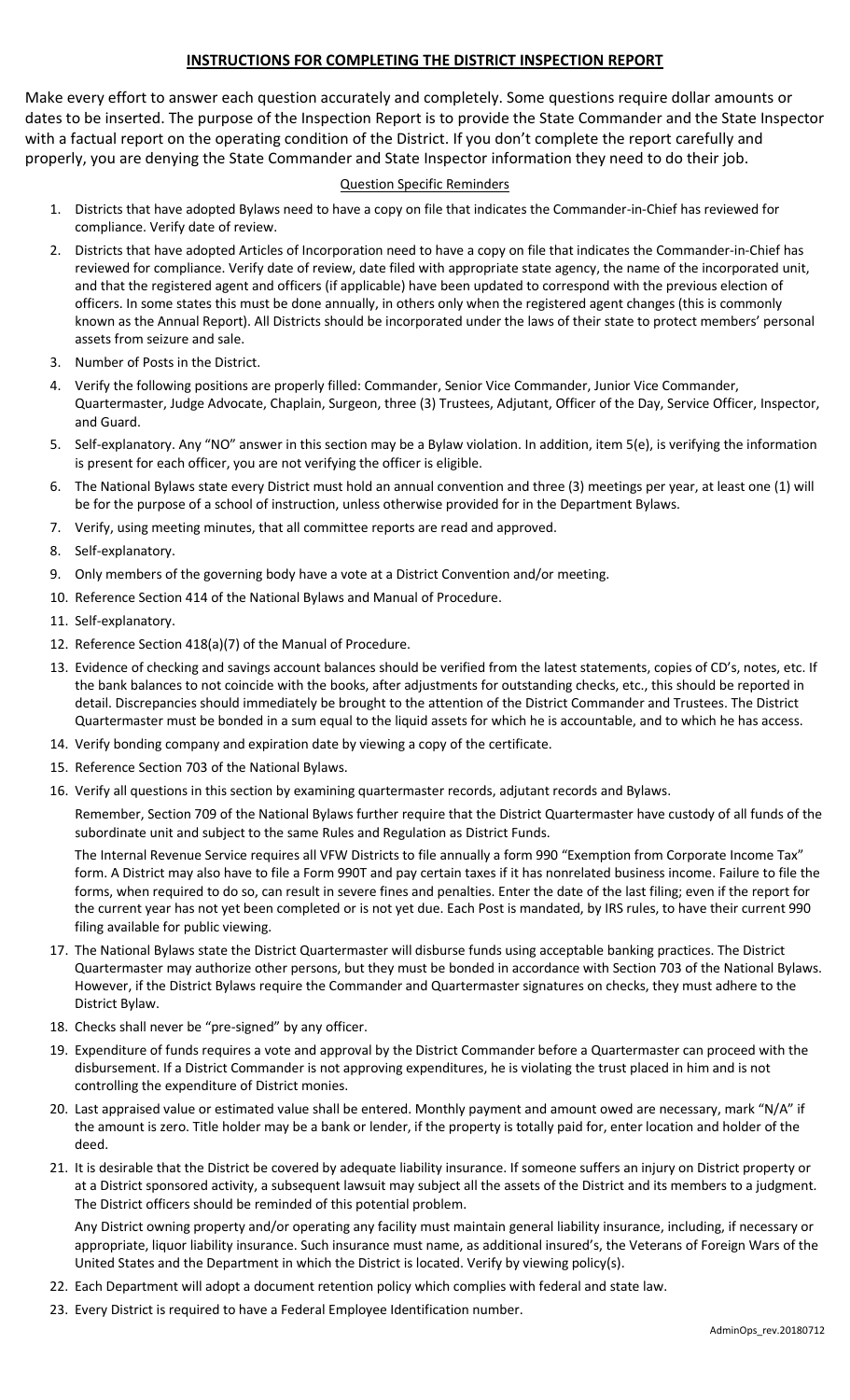# INSTRUCTIONS FOR COMPLETING THE DISTRICT INSPECTION REPORT

Make every effort to answer each question accurately and completely. Some questions require dollar amounts or dates to be inserted. The purpose of the Inspection Report is to provide the State Commander and the State Inspector with a factual report on the operating condition of the District. If you don't complete the report carefully and properly, you are denying the State Commander and State Inspector information they need to do their job.

## Question Specific Reminders

1. Districts that have adopted Bylaws need to have a copy on file that indicates the Commander-in-Chief has reviewed for compliance. Verify date of review.
2. Districts that have adopted Articles of Incorporation need to have a copy on file that indicates the Commander-in-Chief has reviewed for compliance. Verify date of review, date filed with appropriate state agency, the name of the incorporated unit, and that the registered agent and officers (if applicable) have been updated to correspond with the previous election of officers. In some states this must be done annually, in others only when the registered agent changes (this is commonly known as the Annual Report). All Districts should be incorporated under the laws of their state to protect members' personal assets from seizure and sale.
3. Number of Posts in the District.
4. Verify the following positions are properly filled: Commander, Senior Vice Commander, Junior Vice Commander, Quartermaster, Judge Advocate, Chaplain, Surgeon, three (3) Trustees, Adjutant, Officer of the Day, Service Officer, Inspector, and Guard.
5. Self-explanatory. Any "NO" answer in this section may be a Bylaw violation. In addition, item 5(e), is verifying the information is present for each officer, you are not verifying the officer is eligible.
6. The National Bylaws state every District must hold an annual convention and three (3) meetings per year, at least one (1) will be for the purpose of a school of instruction, unless otherwise provided for in the Department Bylaws.
7. Verify, using meeting minutes, that all committee reports are read and approved.
8. Self-explanatory.
9. Only members of the governing body have a vote at a District Convention and/or meeting.
10. Reference Section 414 of the National Bylaws and Manual of Procedure.
11. Self-explanatory.
12. Reference Section 418(a)(7) of the Manual of Procedure.
13. Evidence of checking and savings account balances should be verified from the latest statements, copies of CD's, notes, etc. If the bank balances to not coincide with the books, after adjustments for outstanding checks, etc., this should be reported in detail. Discrepancies should immediately be brought to the attention of the District Commander and Trustees. The District Quartermaster must be bonded in a sum equal to the liquid assets for which he is accountable, and to which he has access.
14. Verify bonding company and expiration date by viewing a copy of the certificate.
15. Reference Section 703 of the National Bylaws.
16. Verify all questions in this section by examining quartermaster records, adjutant records and Bylaws.

    Remember, Section 709 of the National Bylaws further require that the District Quartermaster have custody of all funds of the subordinate unit and subject to the same Rules and Regulation as District Funds.

    The Internal Revenue Service requires all VFW Districts to file annually a form 990 "Exemption from Corporate Income Tax" form. A District may also have to file a Form 990T and pay certain taxes if it has nonrelated business income. Failure to file the forms, when required to do so, can result in severe fines and penalties. Enter the date of the last filing; even if the report for the current year has not yet been completed or is not yet due. Each Post is mandated, by IRS rules, to have their current 990 filing available for public viewing.
17. The National Bylaws state the District Quartermaster will disburse funds using acceptable banking practices. The District Quartermaster may authorize other persons, but they must be bonded in accordance with Section 703 of the National Bylaws. However, if the District Bylaws require the Commander and Quartermaster signatures on checks, they must adhere to the District Bylaw.
18. Checks shall never be "pre-signed" by any officer.
19. Expenditure of funds requires a vote and approval by the District Commander before a Quartermaster can proceed with the disbursement. If a District Commander is not approving expenditures, he is violating the trust placed in him and is not controlling the expenditure of District monies.
20. Last appraised value or estimated value shall be entered. Monthly payment and amount owed are necessary, mark "N/A" if the amount is zero. Title holder may be a bank or lender, if the property is totally paid for, enter location and holder of the deed.
21. It is desirable that the District be covered by adequate liability insurance. If someone suffers an injury on District property or at a District sponsored activity, a subsequent lawsuit may subject all the assets of the District and its members to a judgment. The District officers should be reminded of this potential problem.

    Any District owning property and/or operating any facility must maintain general liability insurance, including, if necessary or appropriate, liquor liability insurance. Such insurance must name, as additional insured's, the Veterans of Foreign Wars of the United States and the Department in which the District is located. Verify by viewing policy(s).
22. Each Department will adopt a document retention policy which complies with federal and state law.
23. Every District is required to have a Federal Employee Identification number.

AdminOps_rev.20180712